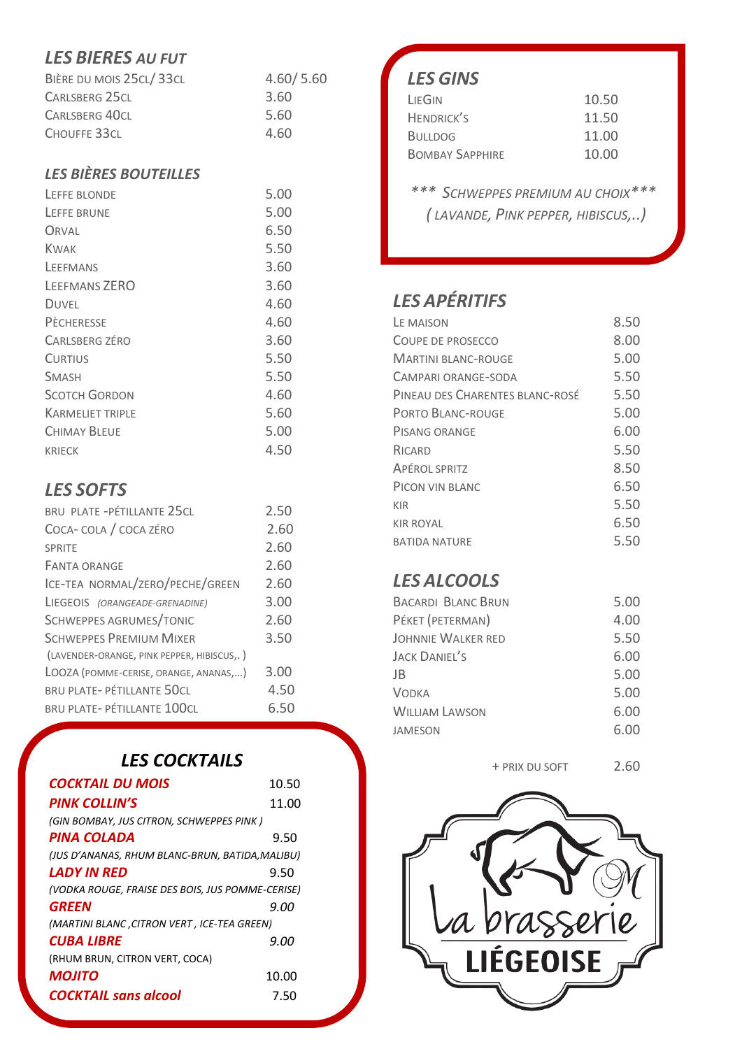## *LES BIERES AU FUT*

| | |
|---|---|
| Bière du mois 25cl/ 33cl | 4.60/ 5.60 |
| Carlsberg 25cl | 3.60 |
| Carlsberg 40cl | 5.60 |
| Chouffe 33cl | 4.60 |

## *LES BIÈRES BOUTEILLES*

| | |
|---|---|
| Leffe blonde | 5.00 |
| Leffe brune | 5.00 |
| Orval | 6.50 |
| Kwak | 5.50 |
| Leefmans | 3.60 |
| Leefmans ZERO | 3.60 |
| Duvel | 4.60 |
| Pècheresse | 4.60 |
| Carlsberg zéro | 3.60 |
| Curtius | 5.50 |
| Smash | 5.50 |
| Scotch Gordon | 4.60 |
| Karmeliet triple | 5.60 |
| Chimay bleue | 5.00 |
| krieck | 4.50 |

## *LES SOFTS*

| | |
|---|---|
| bru plate -pétillante 25cl | 2.50 |
| Coca- cola / coca zéro | 2.60 |
| sprite | 2.60 |
| Fanta orange | 2.60 |
| Ice-tea normal/zero/peche/green | 2.60 |
| Liegeois *(orangeade-grenadine)* | 3.00 |
| Schweppes agrumes/tonic | 2.60 |
| Schweppes Premium Mixer (lavender-orange, pink pepper, hibiscus,. ) | 3.50 |
| Looza (pomme-cerise, orange, ananas,...) | 3.00 |
| bru plate- pétillante 50cl | 4.50 |
| bru plate- pétillante 100cl | 6.50 |

## *LES COCKTAILS*

| | |
|---|---|
| ***COCKTAIL DU MOIS*** | 10.50 |
| ***PINK COLLIN'S*** *(GIN BOMBAY, JUS CITRON, SCHWEPPES PINK )* | 11.00 |
| ***PINA COLADA*** *(JUS D'ANANAS, RHUM BLANC-BRUN, BATIDA,MALIBU)* | 9.50 |
| ***LADY IN RED*** *(VODKA ROUGE, FRAISE DES BOIS, JUS POMME-CERISE)* | 9.50 |
| ***GREEN*** *(MARTINI BLANC ,CITRON VERT , ICE-TEA GREEN)* | *9.00* |
| ***CUBA LIBRE*** (RHUM BRUN, CITRON VERT, COCA) | *9.00* |
| ***MOJITO*** | 10.00 |
| ***COCKTAIL sans alcool*** | 7.50 |

## *LES GINS*

| | |
|---|---|
| LieGin | 10.50 |
| Hendrick's | 11.50 |
| Bulldog | 11.00 |
| Bombay Sapphire | 10.00 |

*\*\*\* Schweppes premium au choix\*\*\**
*( lavande, Pink pepper, hibiscus,..)*

## *LES APÉRITIFS*

| | |
|---|---|
| Le maison | 8.50 |
| Coupe de prosecco | 8.00 |
| Martini blanc-rouge | 5.00 |
| Campari orange-soda | 5.50 |
| Pineau des Charentes blanc-rosé | 5.50 |
| Porto blanc-rouge | 5.00 |
| Pisang orange | 6.00 |
| Ricard | 5.50 |
| Apérol spritz | 8.50 |
| Picon vin blanc | 6.50 |
| kir | 5.50 |
| kir royal | 6.50 |
| batida nature | 5.50 |

## *LES ALCOOLS*

| | |
|---|---|
| Bacardi Blanc Brun | 5.00 |
| Péket (Peterman) | 4.00 |
| Johnnie Walker red | 5.50 |
| Jack Daniel's | 6.00 |
| JB | 5.00 |
| Vodka | 5.00 |
| William Lawson | 6.00 |
| jameson | 6.00 |
| + prix du soft | 2.60 |

La brasserie LIÉGEOISE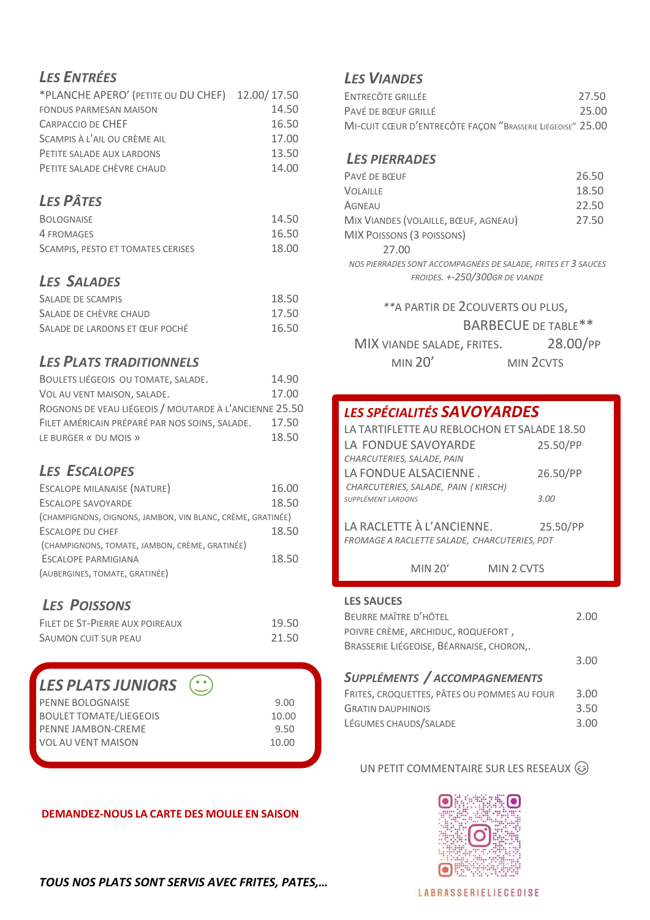## Les Entrées

| | |
|---|---|
| *PLANCHE APERO' (PETITE OU DU CHEF) | 12.00/ 17.50 |
| FONDUS PARMESAN MAISON | 14.50 |
| CARPACCIO DE CHEF | 16.50 |
| SCAMPIS À L'AIL OU CRÈME AIL | 17.00 |
| PETITE SALADE AUX LARDONS | 13.50 |
| PETITE SALADE CHÈVRE CHAUD | 14.00 |

## Les Pâtes

| | |
|---|---|
| BOLOGNAISE | 14.50 |
| 4 FROMAGES | 16.50 |
| SCAMPIS, PESTO ET TOMATES CERISES | 18.00 |

## Les Salades

| | |
|---|---|
| SALADE DE SCAMPIS | 18.50 |
| SALADE DE CHÈVRE CHAUD | 17.50 |
| SALADE DE LARDONS ET ŒUF POCHÉ | 16.50 |

## Les Plats Traditionnels

| | |
|---|---|
| BOULETS LIÉGEOIS OU TOMATE, SALADE. | 14.90 |
| VOL AU VENT MAISON, SALADE. | 17.00 |
| ROGNONS DE VEAU LIÉGEOIS / MOUTARDE À L'ANCIENNE | 25.50 |
| FILET AMÉRICAIN PRÉPARÉ PAR NOS SOINS, SALADE. | 17.50 |
| LE BURGER « DU MOIS » | 18.50 |

## Les Escalopes

| | |
|---|---|
| ESCALOPE MILANAISE (NATURE) | 16.00 |
| ESCALOPE SAVOYARDE (CHAMPIGNONS, OIGNONS, JAMBON, VIN BLANC, CRÈME, GRATINÉE) | 18.50 |
| ESCALOPE DU CHEF (CHAMPIGNONS, TOMATE, JAMBON, CRÈME, GRATINÉE) | 18.50 |
| ESCALOPE PARMIGIANA (AUBERGINES, TOMATE, GRATINÉE) | 18.50 |

## Les Poissons

| | |
|---|---|
| FILET DE ST-PIERRE AUX POIREAUX | 19.50 |
| SAUMON CUIT SUR PEAU | 21.50 |

## LES PLATS JUNIORS

| | |
|---|---|
| PENNE BOLOGNAISE | 9.00 |
| BOULET TOMATE/LIEGEOIS | 10.00 |
| PENNE JAMBON-CREME | 9.50 |
| VOL AU VENT MAISON | 10.00 |

**DEMANDEZ-NOUS LA CARTE DES MOULE EN SAISON**

***TOUS NOS PLATS SONT SERVIS AVEC FRITES, PATES,…***

## Les Viandes

| | |
|---|---|
| ENTRECÔTE GRILLÉE | 27.50 |
| PAVÉ DE BŒUF GRILLÉ | 25.00 |
| MI-CUIT CŒUR D'ENTRECÔTE FAÇON "BRASSERIE LIÉGEOISE" | 25.00 |

## Les Pierrades

| | |
|---|---|
| PAVÉ DE BŒUF | 26.50 |
| VOLAILLE | 18.50 |
| AGNEAU | 22.50 |
| MIX VIANDES (VOLAILLE, BŒUF, AGNEAU) | 27.50 |
| MIX POISSONS (3 POISSONS) | 27.00 |

*NOS PIERRADES SONT ACCOMPAGNÉES DE SALADE, FRITES ET 3 SAUCES FROIDES. +-250/300GR DE VIANDE*

**A PARTIR DE 2COUVERTS OU PLUS, BARBECUE DE TABLE**

MIX VIANDE SALADE, FRITES. 28.00/PP

MIN 20' MIN 2CVTS

## Les Spécialités SAVOYARDES

| | |
|---|---|
| LA TARTIFLETTE AU REBLOCHON ET SALADE | 18.50 |
| LA FONDUE SAVOYARDE *CHARCUTERIES, SALADE, PAIN* | 25.50/PP |
| LA FONDUE ALSACIENNE. *CHARCUTERIES, SALADE, PAIN (KIRSCH)* | 26.50/PP |
| *SUPPLÉMENT LARDONS* | *3.00* |
| LA RACLETTE À L'ANCIENNE. *FROMAGE A RACLETTE SALADE, CHARCUTERIES, PDT* | 25.50/PP |

MIN 20' MIN 2 CVTS

## LES SAUCES

| | |
|---|---|
| BEURRE MAÎTRE D'HÔTEL | 2.00 |
| POIVRE CRÈME, ARCHIDUC, ROQUEFORT, BRASSERIE LIÉGEOISE, BÉARNAISE, CHORON,. | 3.00 |

## Suppléments / Accompagnements

| | |
|---|---|
| FRITES, CROQUETTES, PÂTES OU POMMES AU FOUR | 3.00 |
| GRATIN DAUPHINOIS | 3.50 |
| LÉGUMES CHAUDS/SALADE | 3.00 |

UN PETIT COMMENTAIRE SUR LES RESEAUX

LABRASSERIELIEGEOISE